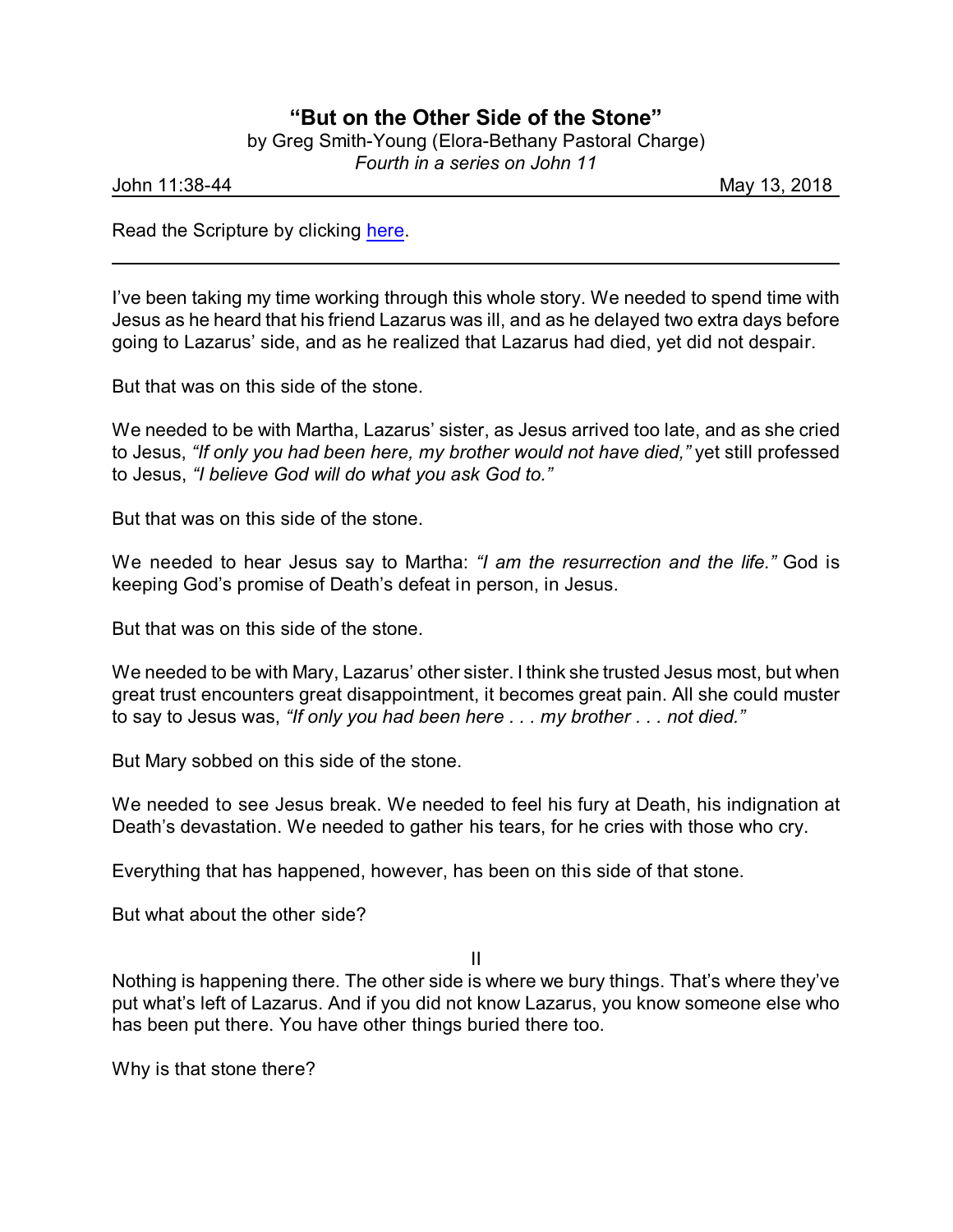# "But on the Other Side of the Stone"

by Greg Smith-Young (Elora-Bethany Pastoral Charge)

*Fourth in a series on John 11*

John 11:38-44 May 13, 2018

Read the Scripture by clicking here.

---

I've been taking my time working through this whole story. We needed to spend time with Jesus as he heard that his friend Lazarus was ill, and as he delayed two extra days before going to Lazarus' side, and as he realized that Lazarus had died, yet did not despair.

But that was on this side of the stone.

We needed to be with Martha, Lazarus' sister, as Jesus arrived too late, and as she cried to Jesus, *"If only you had been here, my brother would not have died,"* yet still professed to Jesus, *"I believe God will do what you ask God to."*

But that was on this side of the stone.

We needed to hear Jesus say to Martha: *"I am the resurrection and the life."* God is keeping God's promise of Death's defeat in person, in Jesus.

But that was on this side of the stone.

We needed to be with Mary, Lazarus' other sister. I think she trusted Jesus most, but when great trust encounters great disappointment, it becomes great pain. All she could muster to say to Jesus was, *"If only you had been here . . . my brother . . . not died."*

But Mary sobbed on this side of the stone.

We needed to see Jesus break. We needed to feel his fury at Death, his indignation at Death's devastation. We needed to gather his tears, for he cries with those who cry.

Everything that has happened, however, has been on this side of that stone.

But what about the other side?

II

Nothing is happening there. The other side is where we bury things. That's where they've put what's left of Lazarus. And if you did not know Lazarus, you know someone else who has been put there. You have other things buried there too.

Why is that stone there?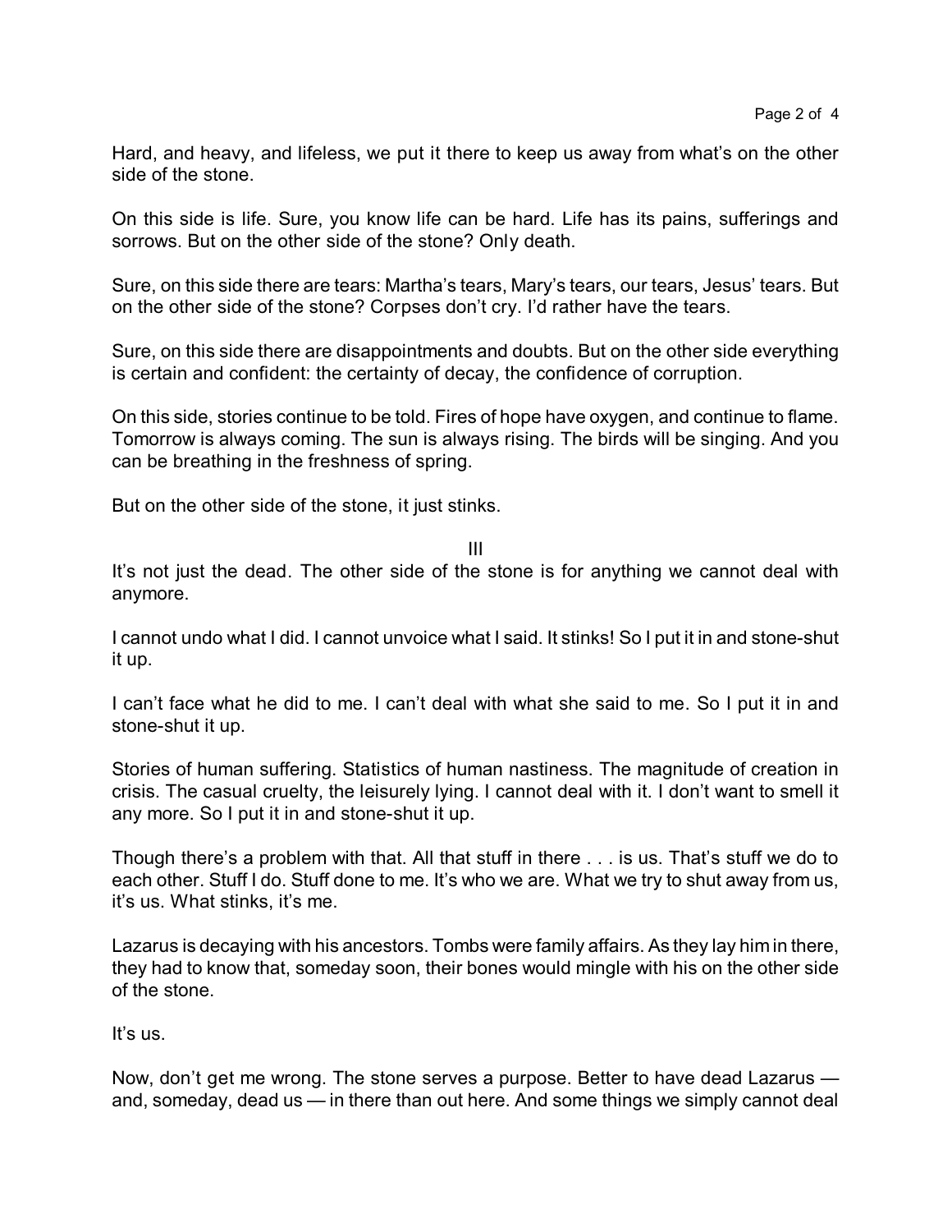Hard, and heavy, and lifeless, we put it there to keep us away from what's on the other side of the stone.

On this side is life. Sure, you know life can be hard. Life has its pains, sufferings and sorrows. But on the other side of the stone? Only death.

Sure, on this side there are tears: Martha's tears, Mary's tears, our tears, Jesus' tears. But on the other side of the stone? Corpses don't cry. I'd rather have the tears.

Sure, on this side there are disappointments and doubts. But on the other side everything is certain and confident: the certainty of decay, the confidence of corruption.

On this side, stories continue to be told. Fires of hope have oxygen, and continue to flame. Tomorrow is always coming. The sun is always rising. The birds will be singing. And you can be breathing in the freshness of spring.

But on the other side of the stone, it just stinks.

## III

It's not just the dead. The other side of the stone is for anything we cannot deal with anymore.

I cannot undo what I did. I cannot unvoice what I said. It stinks! So I put it in and stone-shut it up.

I can't face what he did to me. I can't deal with what she said to me. So I put it in and stone-shut it up.

Stories of human suffering. Statistics of human nastiness. The magnitude of creation in crisis. The casual cruelty, the leisurely lying. I cannot deal with it. I don't want to smell it any more. So I put it in and stone-shut it up.

Though there's a problem with that. All that stuff in there . . . is us. That's stuff we do to each other. Stuff I do. Stuff done to me. It's who we are. What we try to shut away from us, it's us. What stinks, it's me.

Lazarus is decaying with his ancestors. Tombs were family affairs. As they lay him in there, they had to know that, someday soon, their bones would mingle with his on the other side of the stone.

It's us.

Now, don't get me wrong. The stone serves a purpose. Better to have dead Lazarus — and, someday, dead us — in there than out here. And some things we simply cannot deal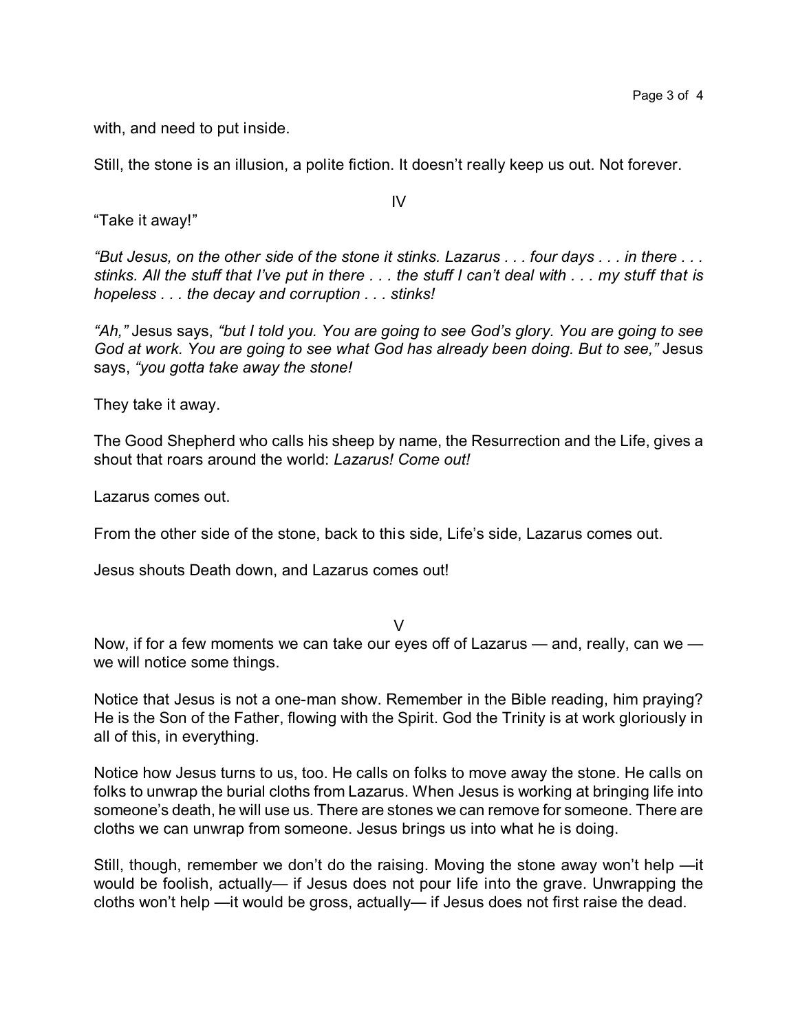with, and need to put inside.

Still, the stone is an illusion, a polite fiction. It doesn't really keep us out. Not forever.

IV

"Take it away!"

*"But Jesus, on the other side of the stone it stinks. Lazarus . . . four days . . . in there . . . stinks. All the stuff that I've put in there . . . the stuff I can't deal with . . . my stuff that is hopeless . . . the decay and corruption . . . stinks!*

*"Ah,"* Jesus says, *"but I told you. You are going to see God's glory. You are going to see God at work. You are going to see what God has already been doing. But to see,"* Jesus says, *"you gotta take away the stone!*

They take it away.

The Good Shepherd who calls his sheep by name, the Resurrection and the Life, gives a shout that roars around the world: *Lazarus! Come out!*

Lazarus comes out.

From the other side of the stone, back to this side, Life's side, Lazarus comes out.

Jesus shouts Death down, and Lazarus comes out!

V

Now, if for a few moments we can take our eyes off of Lazarus — and, really, can we — we will notice some things.

Notice that Jesus is not a one-man show. Remember in the Bible reading, him praying? He is the Son of the Father, flowing with the Spirit. God the Trinity is at work gloriously in all of this, in everything.

Notice how Jesus turns to us, too. He calls on folks to move away the stone. He calls on folks to unwrap the burial cloths from Lazarus. When Jesus is working at bringing life into someone's death, he will use us. There are stones we can remove for someone. There are cloths we can unwrap from someone. Jesus brings us into what he is doing.

Still, though, remember we don't do the raising. Moving the stone away won't help —it would be foolish, actually— if Jesus does not pour life into the grave. Unwrapping the cloths won't help —it would be gross, actually— if Jesus does not first raise the dead.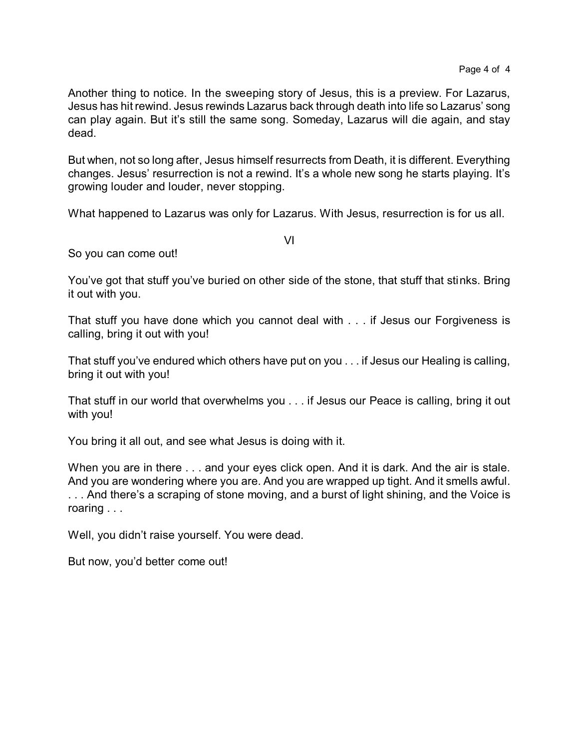Another thing to notice. In the sweeping story of Jesus, this is a preview. For Lazarus, Jesus has hit rewind. Jesus rewinds Lazarus back through death into life so Lazarus' song can play again. But it's still the same song. Someday, Lazarus will die again, and stay dead.

But when, not so long after, Jesus himself resurrects from Death, it is different. Everything changes. Jesus' resurrection is not a rewind. It's a whole new song he starts playing. It's growing louder and louder, never stopping.

What happened to Lazarus was only for Lazarus. With Jesus, resurrection is for us all.

## VI

So you can come out!

You've got that stuff you've buried on other side of the stone, that stuff that stinks. Bring it out with you.

That stuff you have done which you cannot deal with . . . if Jesus our Forgiveness is calling, bring it out with you!

That stuff you've endured which others have put on you . . . if Jesus our Healing is calling, bring it out with you!

That stuff in our world that overwhelms you . . . if Jesus our Peace is calling, bring it out with you!

You bring it all out, and see what Jesus is doing with it.

When you are in there . . . and your eyes click open. And it is dark. And the air is stale. And you are wondering where you are. And you are wrapped up tight. And it smells awful. . . . And there's a scraping of stone moving, and a burst of light shining, and the Voice is roaring . . .

Well, you didn't raise yourself. You were dead.

But now, you'd better come out!